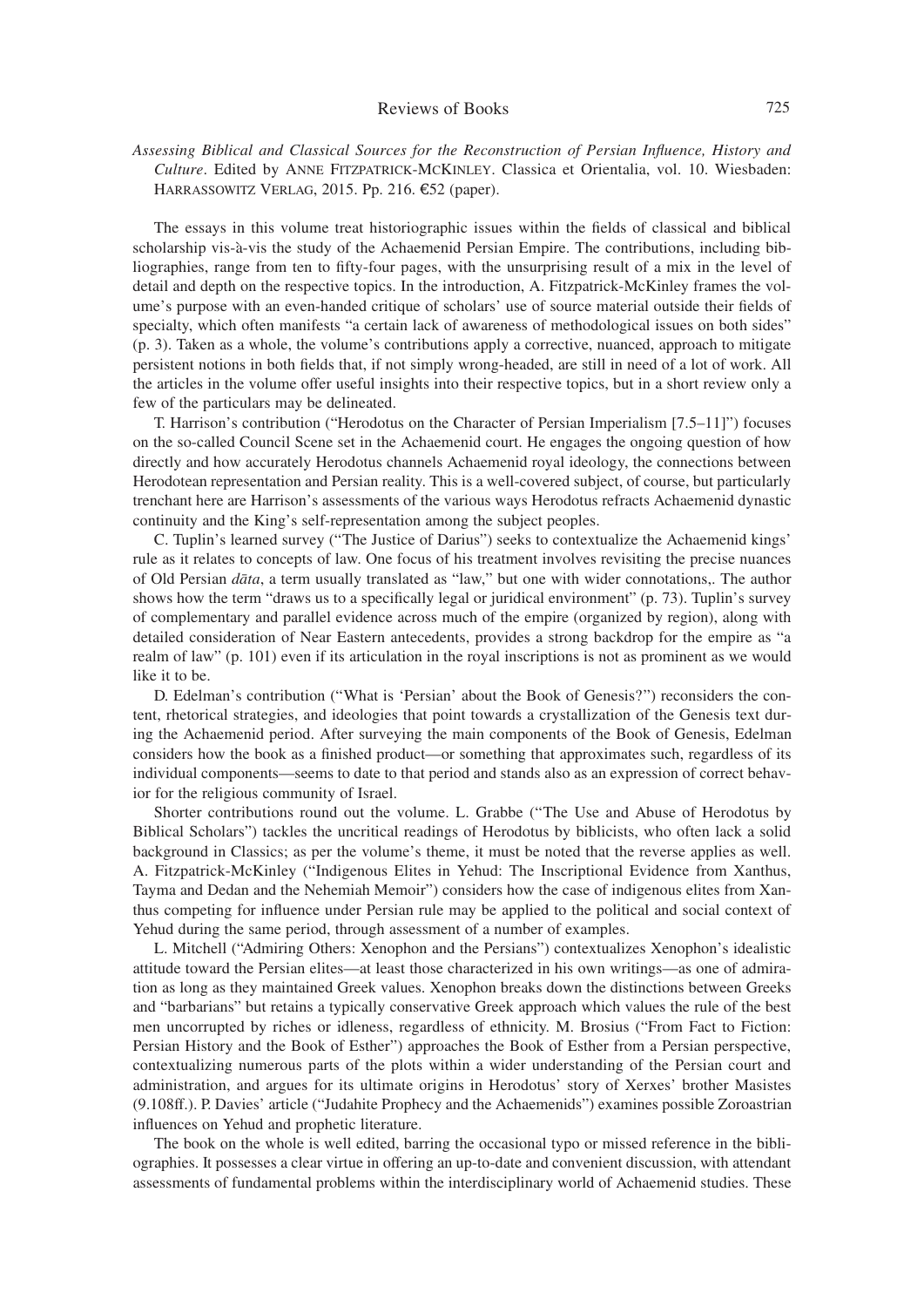*Assessing Biblical and Classical Sources for the Reconstruction of Persian Influence, History and Culture*. Edited by ANNE FITZPATRICK-MCKINLEY. Classica et Orientalia, vol. 10. Wiesbaden: HARRASSOWITZ VERLAG, 2015. Pp. 216. €52 (paper).

The essays in this volume treat historiographic issues within the fields of classical and biblical scholarship vis-à-vis the study of the Achaemenid Persian Empire. The contributions, including bibliographies, range from ten to fifty-four pages, with the unsurprising result of a mix in the level of detail and depth on the respective topics. In the introduction, A. Fitzpatrick-McKinley frames the volume's purpose with an even-handed critique of scholars' use of source material outside their fields of specialty, which often manifests "a certain lack of awareness of methodological issues on both sides" (p. 3). Taken as a whole, the volume's contributions apply a corrective, nuanced, approach to mitigate persistent notions in both fields that, if not simply wrong-headed, are still in need of a lot of work. All the articles in the volume offer useful insights into their respective topics, but in a short review only a few of the particulars may be delineated.

T. Harrison's contribution ("Herodotus on the Character of Persian Imperialism [7.5–11]") focuses on the so-called Council Scene set in the Achaemenid court. He engages the ongoing question of how directly and how accurately Herodotus channels Achaemenid royal ideology, the connections between Herodotean representation and Persian reality. This is a well-covered subject, of course, but particularly trenchant here are Harrison's assessments of the various ways Herodotus refracts Achaemenid dynastic continuity and the King's self-representation among the subject peoples.

C. Tuplin's learned survey ("The Justice of Darius") seeks to contextualize the Achaemenid kings' rule as it relates to concepts of law. One focus of his treatment involves revisiting the precise nuances of Old Persian *dāta*, a term usually translated as "law," but one with wider connotations,. The author shows how the term "draws us to a specifically legal or juridical environment" (p. 73). Tuplin's survey of complementary and parallel evidence across much of the empire (organized by region), along with detailed consideration of Near Eastern antecedents, provides a strong backdrop for the empire as "a realm of law" (p. 101) even if its articulation in the royal inscriptions is not as prominent as we would like it to be.

D. Edelman's contribution ("What is 'Persian' about the Book of Genesis?") reconsiders the content, rhetorical strategies, and ideologies that point towards a crystallization of the Genesis text during the Achaemenid period. After surveying the main components of the Book of Genesis, Edelman considers how the book as a finished product—or something that approximates such, regardless of its individual components—seems to date to that period and stands also as an expression of correct behavior for the religious community of Israel.

Shorter contributions round out the volume. L. Grabbe ("The Use and Abuse of Herodotus by Biblical Scholars") tackles the uncritical readings of Herodotus by biblicists, who often lack a solid background in Classics; as per the volume's theme, it must be noted that the reverse applies as well. A. Fitzpatrick-McKinley ("Indigenous Elites in Yehud: The Inscriptional Evidence from Xanthus, Tayma and Dedan and the Nehemiah Memoir") considers how the case of indigenous elites from Xanthus competing for influence under Persian rule may be applied to the political and social context of Yehud during the same period, through assessment of a number of examples.

L. Mitchell ("Admiring Others: Xenophon and the Persians") contextualizes Xenophon's idealistic attitude toward the Persian elites—at least those characterized in his own writings—as one of admiration as long as they maintained Greek values. Xenophon breaks down the distinctions between Greeks and "barbarians" but retains a typically conservative Greek approach which values the rule of the best men uncorrupted by riches or idleness, regardless of ethnicity. M. Brosius ("From Fact to Fiction: Persian History and the Book of Esther") approaches the Book of Esther from a Persian perspective, contextualizing numerous parts of the plots within a wider understanding of the Persian court and administration, and argues for its ultimate origins in Herodotus' story of Xerxes' brother Masistes (9.108ff.). P. Davies' article ("Judahite Prophecy and the Achaemenids") examines possible Zoroastrian influences on Yehud and prophetic literature.

The book on the whole is well edited, barring the occasional typo or missed reference in the bibliographies. It possesses a clear virtue in offering an up-to-date and convenient discussion, with attendant assessments of fundamental problems within the interdisciplinary world of Achaemenid studies. These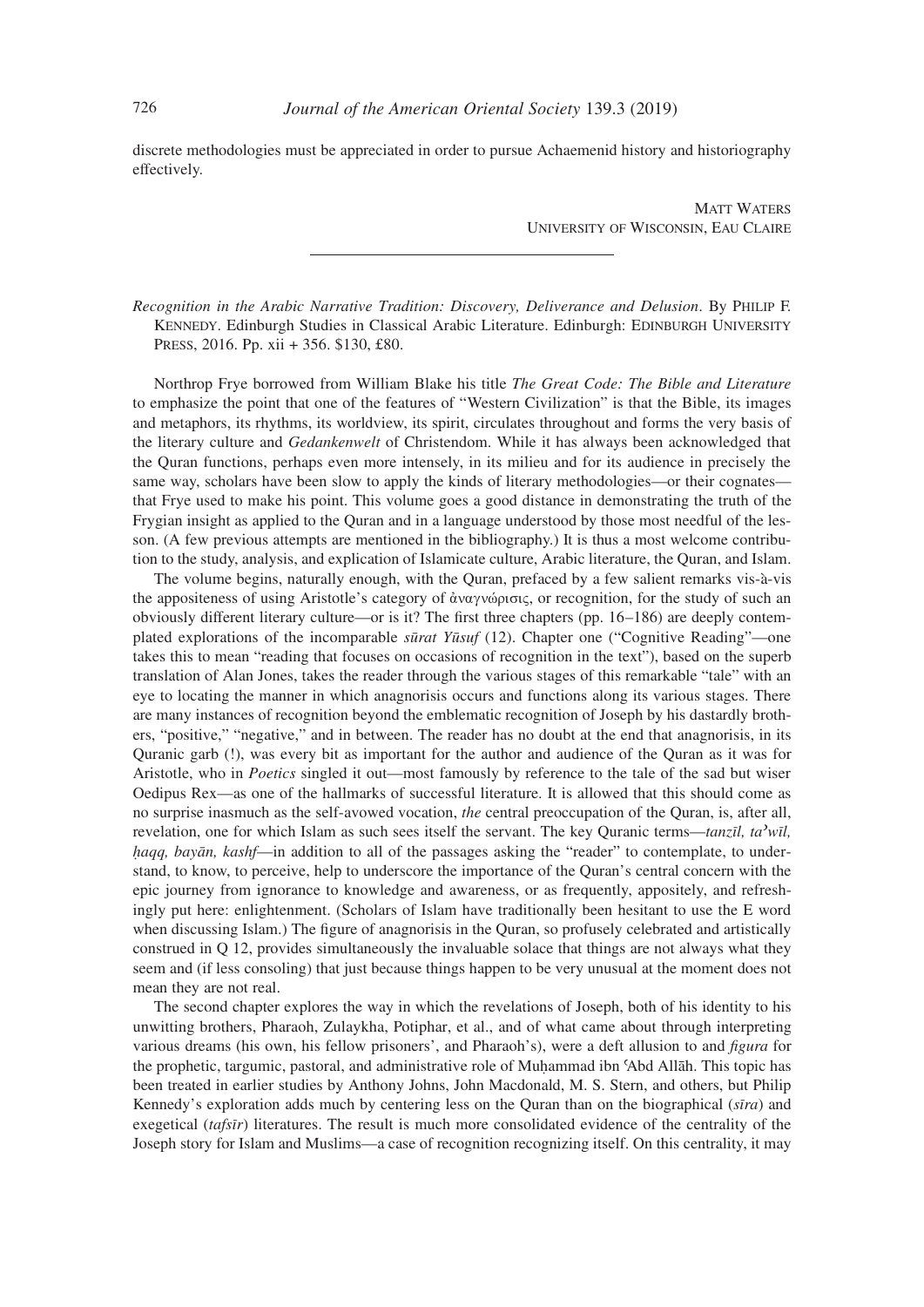discrete methodologies must be appreciated in order to pursue Achaemenid history and historiography effectively.

MATT WATERS
UNIVERSITY OF WISCONSIN, EAU CLAIRE

---

*Recognition in the Arabic Narrative Tradition: Discovery, Deliverance and Delusion*. By PHILIP F. KENNEDY. Edinburgh Studies in Classical Arabic Literature. Edinburgh: EDINBURGH UNIVERSITY PRESS, 2016. Pp. xii + 356. $130, £80.

Northrop Frye borrowed from William Blake his title *The Great Code: The Bible and Literature* to emphasize the point that one of the features of "Western Civilization" is that the Bible, its images and metaphors, its rhythms, its worldview, its spirit, circulates throughout and forms the very basis of the literary culture and *Gedankenwelt* of Christendom. While it has always been acknowledged that the Quran functions, perhaps even more intensely, in its milieu and for its audience in precisely the same way, scholars have been slow to apply the kinds of literary methodologies—or their cognates—that Frye used to make his point. This volume goes a good distance in demonstrating the truth of the Frygian insight as applied to the Quran and in a language understood by those most needful of the lesson. (A few previous attempts are mentioned in the bibliography.) It is thus a most welcome contribution to the study, analysis, and explication of Islamicate culture, Arabic literature, the Quran, and Islam.

The volume begins, naturally enough, with the Quran, prefaced by a few salient remarks vis-à-vis the appositeness of using Aristotle's category of ἀναγνώρισις, or recognition, for the study of such an obviously different literary culture—or is it? The first three chapters (pp. 16–186) are deeply contemplated explorations of the incomparable *sūrat Yūsuf* (12). Chapter one ("Cognitive Reading"—one takes this to mean "reading that focuses on occasions of recognition in the text"), based on the superb translation of Alan Jones, takes the reader through the various stages of this remarkable "tale" with an eye to locating the manner in which anagnorisis occurs and functions along its various stages. There are many instances of recognition beyond the emblematic recognition of Joseph by his dastardly brothers, "positive," "negative," and in between. The reader has no doubt at the end that anagnorisis, in its Quranic garb (!), was every bit as important for the author and audience of the Quran as it was for Aristotle, who in *Poetics* singled it out—most famously by reference to the tale of the sad but wiser Oedipus Rex—as one of the hallmarks of successful literature. It is allowed that this should come as no surprise inasmuch as the self-avowed vocation, *the* central preoccupation of the Quran, is, after all, revelation, one for which Islam as such sees itself the servant. The key Quranic terms—*tanzīl, taʾwīl, ḥaqq, bayān, kashf*—in addition to all of the passages asking the "reader" to contemplate, to understand, to know, to perceive, help to underscore the importance of the Quran's central concern with the epic journey from ignorance to knowledge and awareness, or as frequently, appositely, and refreshingly put here: enlightenment. (Scholars of Islam have traditionally been hesitant to use the E word when discussing Islam.) The figure of anagnorisis in the Quran, so profusely celebrated and artistically construed in Q 12, provides simultaneously the invaluable solace that things are not always what they seem and (if less consoling) that just because things happen to be very unusual at the moment does not mean they are not real.

The second chapter explores the way in which the revelations of Joseph, both of his identity to his unwitting brothers, Pharaoh, Zulaykha, Potiphar, et al., and of what came about through interpreting various dreams (his own, his fellow prisoners', and Pharaoh's), were a deft allusion to and *figura* for the prophetic, targumic, pastoral, and administrative role of Muḥammad ibn ʿAbd Allāh. This topic has been treated in earlier studies by Anthony Johns, John Macdonald, M. S. Stern, and others, but Philip Kennedy's exploration adds much by centering less on the Quran than on the biographical (*sīra*) and exegetical (*tafsīr*) literatures. The result is much more consolidated evidence of the centrality of the Joseph story for Islam and Muslims—a case of recognition recognizing itself. On this centrality, it may